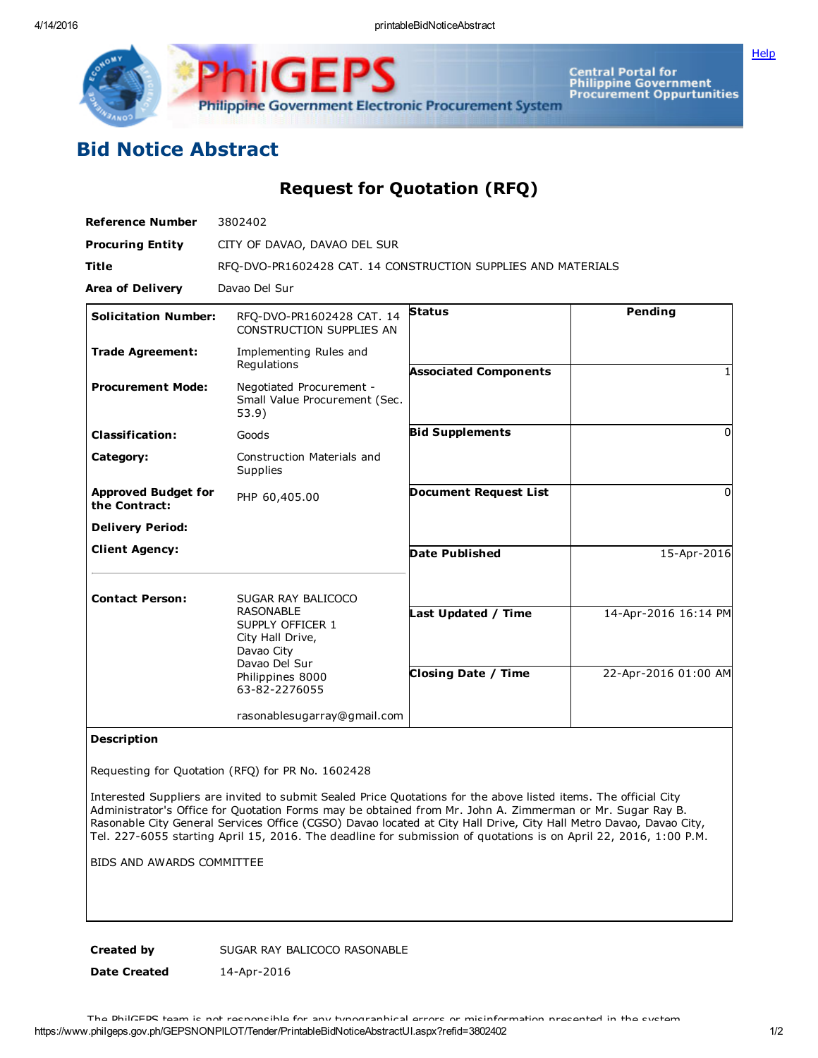# Bid Notice Abstract

## Request for Quotation (RFQ)

| | |
|---|---|
| **Reference Number** | 3802402 |
| **Procuring Entity** | CITY OF DAVAO, DAVAO DEL SUR |
| **Title** | RFQ-DVO-PR1602428 CAT. 14 CONSTRUCTION SUPPLIES AND MATERIALS |
| **Area of Delivery** | Davao Del Sur |

| | | | |
|---|---|---|---|
| **Solicitation Number:** | RFQ-DVO-PR1602428 CAT. 14 CONSTRUCTION SUPPLIES AN | **Status** | Pending |
| **Trade Agreement:** | Implementing Rules and Regulations | **Associated Components** | 1 |
| **Procurement Mode:** | Negotiated Procurement - Small Value Procurement (Sec. 53.9) | **Bid Supplements** | 0 |
| **Classification:** | Goods | | |
| **Category:** | Construction Materials and Supplies | **Document Request List** | 0 |
| **Approved Budget for the Contract:** | PHP 60,405.00 | | |
| **Delivery Period:** | | **Date Published** | 15-Apr-2016 |
| **Client Agency:** | | | |
| **Contact Person:** | SUGAR RAY BALICOCO RASONABLE<br>SUPPLY OFFICER 1<br>City Hall Drive,<br>Davao City<br>Davao Del Sur<br>Philippines 8000<br>63-82-2276055<br><br>rasonablesugarray@gmail.com | **Last Updated / Time** | 14-Apr-2016 16:14 PM |
| | | **Closing Date / Time** | 22-Apr-2016 01:00 AM |

**Description**

Requesting for Quotation (RFQ) for PR No. 1602428

Interested Suppliers are invited to submit Sealed Price Quotations for the above listed items. The official City Administrator's Office for Quotation Forms may be obtained from Mr. John A. Zimmerman or Mr. Sugar Ray B. Rasonable City General Services Office (CGSO) Davao located at City Hall Drive, City Hall Metro Davao, Davao City, Tel. 227-6055 starting April 15, 2016. The deadline for submission of quotations is on April 22, 2016, 1:00 P.M.

BIDS AND AWARDS COMMITTEE

| | |
|---|---|
| **Created by** | SUGAR RAY BALICOCO RASONABLE |
| **Date Created** | 14-Apr-2016 |

The PhilGEPS team is not responsible for any typographical errors or misinformation presented in the system.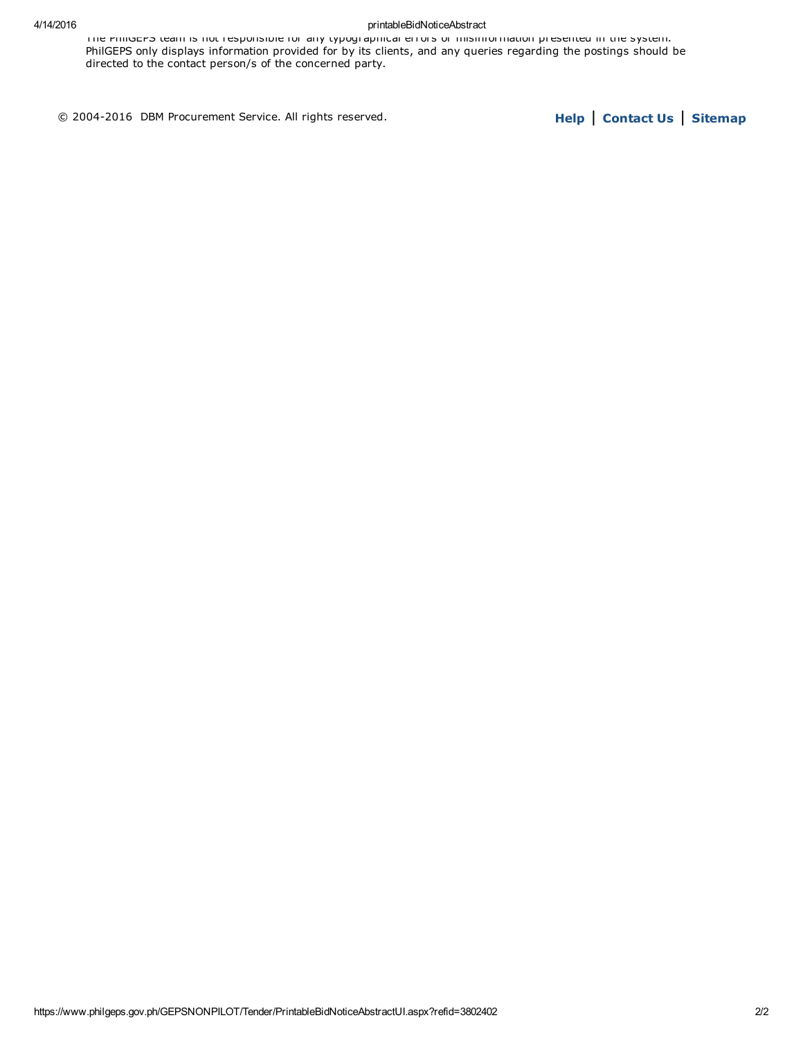The PhilGEPS team is not responsible for any typographical errors or misinformation presented in the system. PhilGEPS only displays information provided for by its clients, and any queries regarding the postings should be directed to the contact person/s of the concerned party.

© 2004-2016 DBM Procurement Service. All rights reserved.

**Help** | **Contact Us** | **Sitemap**